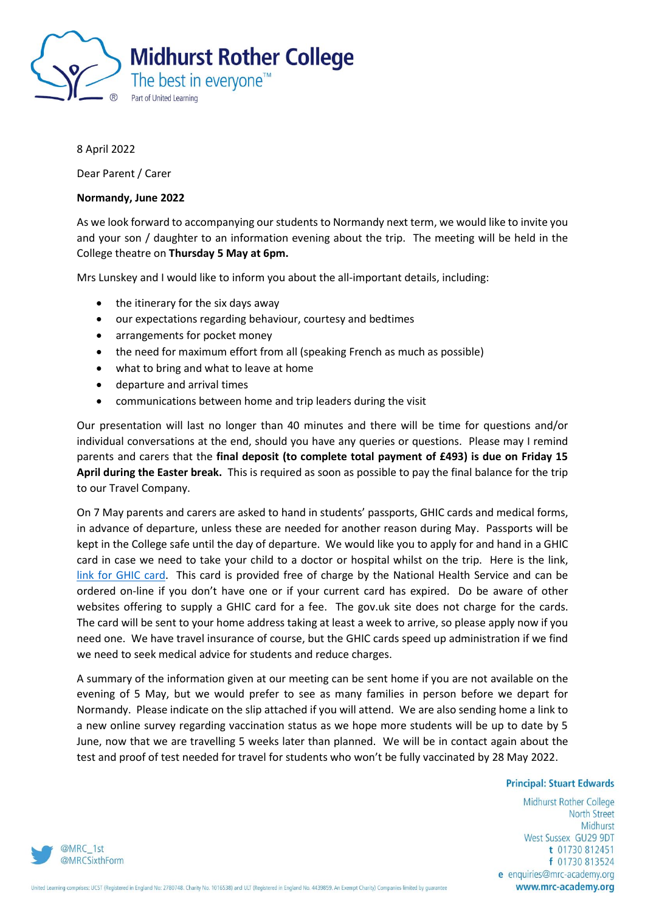# Midhurst Rother College

The best in everyone™

Part of United Learning

8 April 2022

Dear Parent / Carer

**Normandy, June 2022**

As we look forward to accompanying our students to Normandy next term, we would like to invite you and your son / daughter to an information evening about the trip. The meeting will be held in the College theatre on **Thursday 5 May at 6pm.**

Mrs Lunskey and I would like to inform you about the all-important details, including:

- the itinerary for the six days away
- our expectations regarding behaviour, courtesy and bedtimes
- arrangements for pocket money
- the need for maximum effort from all (speaking French as much as possible)
- what to bring and what to leave at home
- departure and arrival times
- communications between home and trip leaders during the visit

Our presentation will last no longer than 40 minutes and there will be time for questions and/or individual conversations at the end, should you have any queries or questions. Please may I remind parents and carers that the **final deposit (to complete total payment of £493) is due on Friday 15 April during the Easter break.** This is required as soon as possible to pay the final balance for the trip to our Travel Company.

On 7 May parents and carers are asked to hand in students' passports, GHIC cards and medical forms, in advance of departure, unless these are needed for another reason during May. Passports will be kept in the College safe until the day of departure. We would like you to apply for and hand in a GHIC card in case we need to take your child to a doctor or hospital whilst on the trip. Here is the link, link for GHIC card. This card is provided free of charge by the National Health Service and can be ordered on-line if you don't have one or if your current card has expired. Do be aware of other websites offering to supply a GHIC card for a fee. The gov.uk site does not charge for the cards. The card will be sent to your home address taking at least a week to arrive, so please apply now if you need one. We have travel insurance of course, but the GHIC cards speed up administration if we find we need to seek medical advice for students and reduce charges.

A summary of the information given at our meeting can be sent home if you are not available on the evening of 5 May, but we would prefer to see as many families in person before we depart for Normandy. Please indicate on the slip attached if you will attend. We are also sending home a link to a new online survey regarding vaccination status as we hope more students will be up to date by 5 June, now that we are travelling 5 weeks later than planned. We will be in contact again about the test and proof of test needed for travel for students who won't be fully vaccinated by 28 May 2022.

**Principal: Stuart Edwards**

Midhurst Rother College
North Street
Midhurst
West Sussex GU29 9DT
t 01730 812451
f 01730 813524
e enquiries@mrc-academy.org
www.mrc-academy.org

@MRC_1st
@MRCSixthForm

United Learning comprises: UCST (Registered in England No: 2780748. Charity No. 1016538) and ULT (Registered in England No. 4439859. An Exempt Charity) Companies limited by guarantee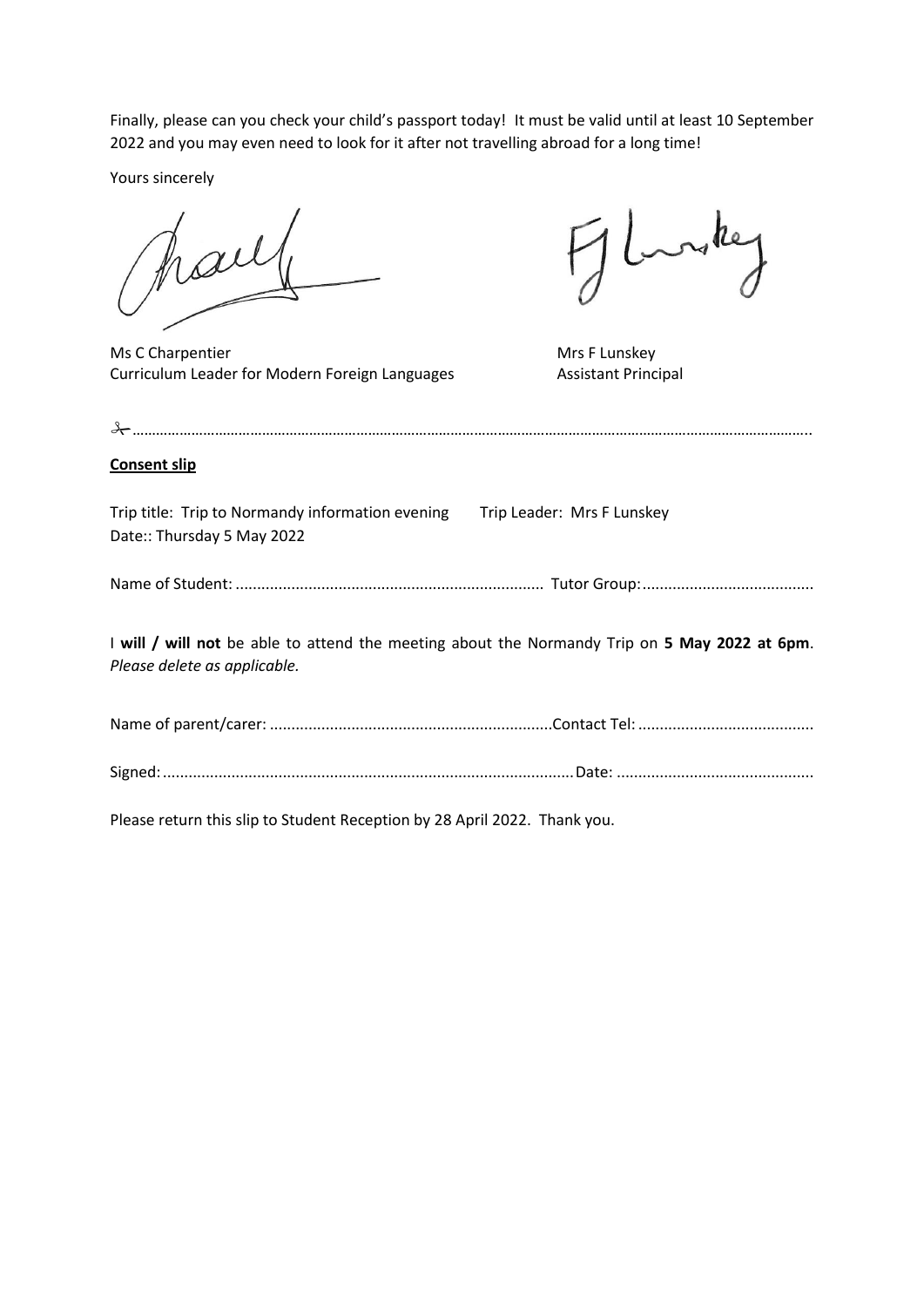Finally, please can you check your child's passport today! It must be valid until at least 10 September 2022 and you may even need to look for it after not travelling abroad for a long time!

Yours sincerely

Ms C Charpentier
Curriculum Leader for Modern Foreign Languages

Mrs F Lunskey
Assistant Principal

✂………………………………………………………………………………………………………………………………………………………

**Consent slip**

Trip title: Trip to Normandy information evening    Trip Leader: Mrs F Lunskey
Date:: Thursday 5 May 2022

Name of Student: ....................................................................... Tutor Group:........................................

I **will / will not** be able to attend the meeting about the Normandy Trip on **5 May 2022 at 6pm**. *Please delete as applicable.*

Name of parent/carer: .................................................................Contact Tel: ........................................

Signed:...............................................................................................Date: .............................................

Please return this slip to Student Reception by 28 April 2022. Thank you.